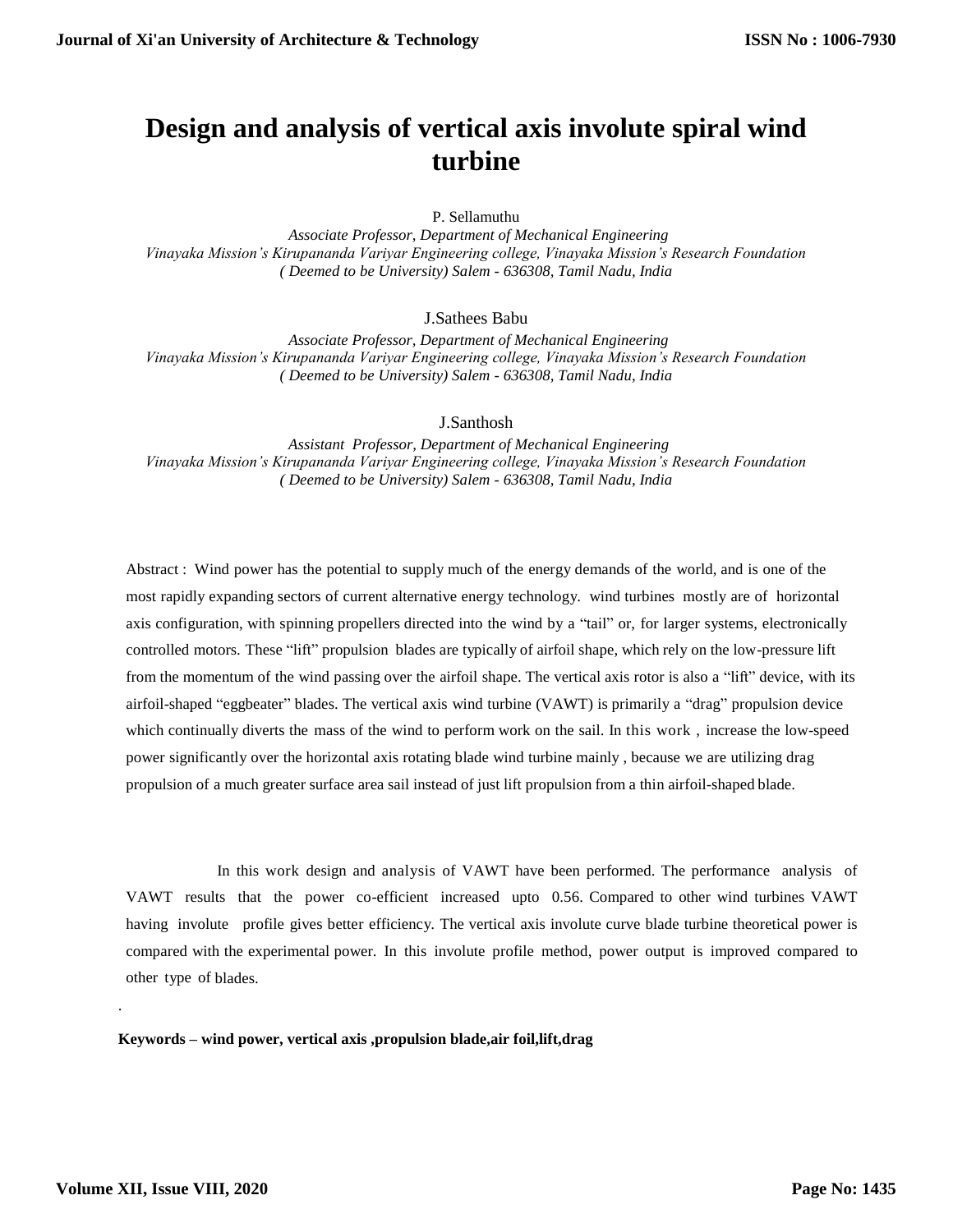// Design and analysis of vertical axis involute spiral wind turbine

# Design and analysis of vertical axis involute spiral wind turbine

P. Sellamuthu

*Associate Professor, Department of Mechanical Engineering*
*Vinayaka Mission's Kirupananda Variyar Engineering college, Vinayaka Mission's Research Foundation ( Deemed to be University) Salem - 636308, Tamil Nadu, India*

J.Sathees Babu

*Associate Professor, Department of Mechanical Engineering*
*Vinayaka Mission's Kirupananda Variyar Engineering college, Vinayaka Mission's Research Foundation ( Deemed to be University) Salem - 636308, Tamil Nadu, India*

J.Santhosh

*Assistant Professor, Department of Mechanical Engineering*
*Vinayaka Mission's Kirupananda Variyar Engineering college, Vinayaka Mission's Research Foundation ( Deemed to be University) Salem - 636308, Tamil Nadu, India*

Abstract : Wind power has the potential to supply much of the energy demands of the world, and is one of the most rapidly expanding sectors of current alternative energy technology. wind turbines mostly are of horizontal axis configuration, with spinning propellers directed into the wind by a "tail" or, for larger systems, electronically controlled motors. These "lift" propulsion blades are typically of airfoil shape, which rely on the low-pressure lift from the momentum of the wind passing over the airfoil shape. The vertical axis rotor is also a "lift" device, with its airfoil-shaped "eggbeater" blades. The vertical axis wind turbine (VAWT) is primarily a "drag" propulsion device which continually diverts the mass of the wind to perform work on the sail. In this work , increase the low-speed power significantly over the horizontal axis rotating blade wind turbine mainly , because we are utilizing drag propulsion of a much greater surface area sail instead of just lift propulsion from a thin airfoil-shaped blade.

In this work design and analysis of VAWT have been performed. The performance analysis of VAWT results that the power co-efficient increased upto 0.56. Compared to other wind turbines VAWT having involute profile gives better efficiency. The vertical axis involute curve blade turbine theoretical power is compared with the experimental power. In this involute profile method, power output is improved compared to other type of blades.

.

**Keywords – wind power, vertical axis ,propulsion blade,air foil,lift,drag**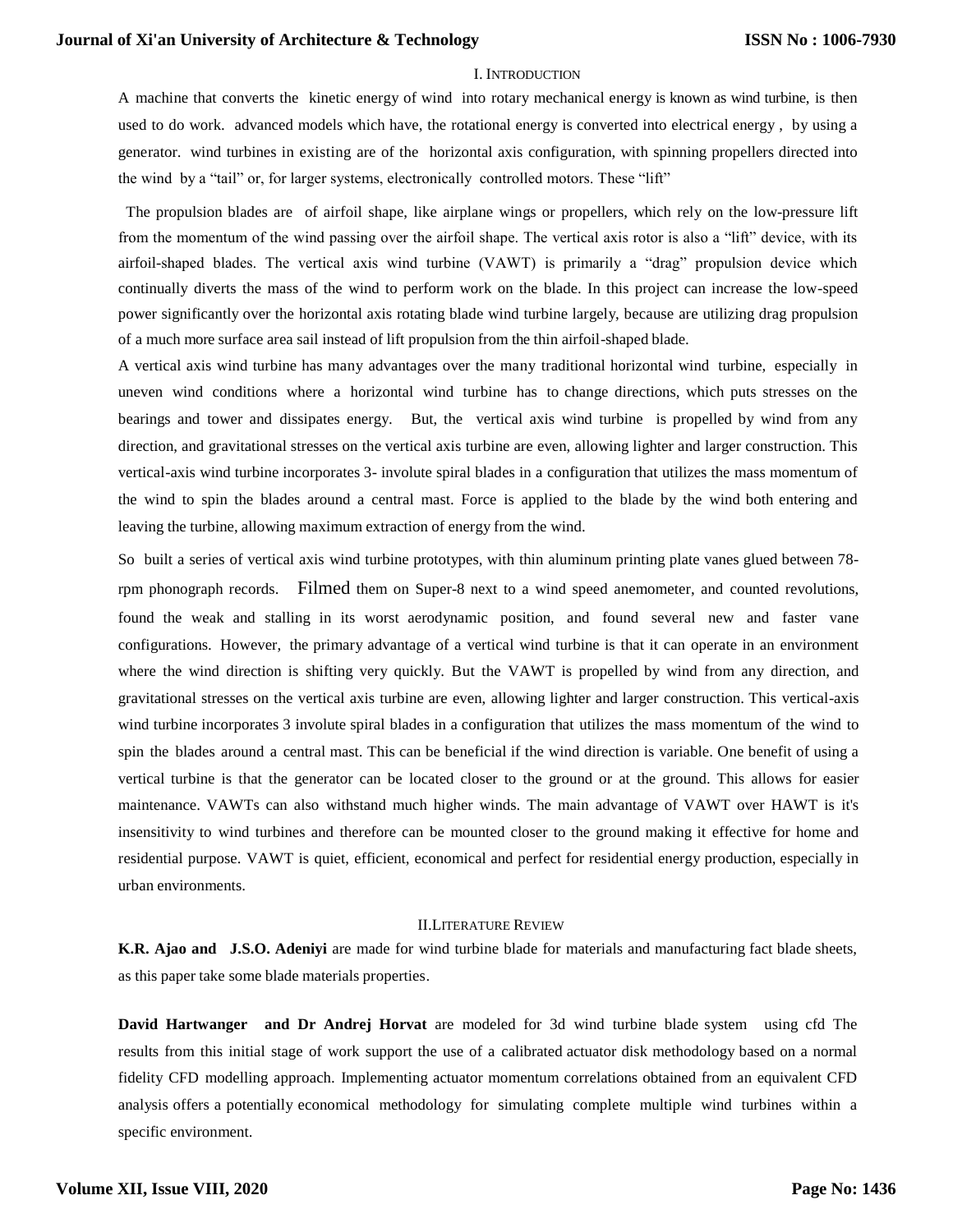## I. Introduction

A machine that converts the kinetic energy of wind into rotary mechanical energy is known as wind turbine, is then used to do work. advanced models which have, the rotational energy is converted into electrical energy , by using a generator. wind turbines in existing are of the horizontal axis configuration, with spinning propellers directed into the wind by a "tail" or, for larger systems, electronically controlled motors. These "lift"

The propulsion blades are of airfoil shape, like airplane wings or propellers, which rely on the low-pressure lift from the momentum of the wind passing over the airfoil shape. The vertical axis rotor is also a "lift" device, with its airfoil-shaped blades. The vertical axis wind turbine (VAWT) is primarily a "drag" propulsion device which continually diverts the mass of the wind to perform work on the blade. In this project can increase the low-speed power significantly over the horizontal axis rotating blade wind turbine largely, because are utilizing drag propulsion of a much more surface area sail instead of lift propulsion from the thin airfoil-shaped blade.

A vertical axis wind turbine has many advantages over the many traditional horizontal wind turbine, especially in uneven wind conditions where a horizontal wind turbine has to change directions, which puts stresses on the bearings and tower and dissipates energy. But, the vertical axis wind turbine is propelled by wind from any direction, and gravitational stresses on the vertical axis turbine are even, allowing lighter and larger construction. This vertical-axis wind turbine incorporates 3- involute spiral blades in a configuration that utilizes the mass momentum of the wind to spin the blades around a central mast. Force is applied to the blade by the wind both entering and leaving the turbine, allowing maximum extraction of energy from the wind.

So built a series of vertical axis wind turbine prototypes, with thin aluminum printing plate vanes glued between 78-rpm phonograph records. Filmed them on Super-8 next to a wind speed anemometer, and counted revolutions, found the weak and stalling in its worst aerodynamic position, and found several new and faster vane configurations. However, the primary advantage of a vertical wind turbine is that it can operate in an environment where the wind direction is shifting very quickly. But the VAWT is propelled by wind from any direction, and gravitational stresses on the vertical axis turbine are even, allowing lighter and larger construction. This vertical-axis wind turbine incorporates 3 involute spiral blades in a configuration that utilizes the mass momentum of the wind to spin the blades around a central mast. This can be beneficial if the wind direction is variable. One benefit of using a vertical turbine is that the generator can be located closer to the ground or at the ground. This allows for easier maintenance. VAWTs can also withstand much higher winds. The main advantage of VAWT over HAWT is it's insensitivity to wind turbines and therefore can be mounted closer to the ground making it effective for home and residential purpose. VAWT is quiet, efficient, economical and perfect for residential energy production, especially in urban environments.

## II. Literature Review

**K.R. Ajao and J.S.O. Adeniyi** are made for wind turbine blade for materials and manufacturing fact blade sheets, as this paper take some blade materials properties.

**David Hartwanger and Dr Andrej Horvat** are modeled for 3d wind turbine blade system using cfd The results from this initial stage of work support the use of a calibrated actuator disk methodology based on a normal fidelity CFD modelling approach. Implementing actuator momentum correlations obtained from an equivalent CFD analysis offers a potentially economical methodology for simulating complete multiple wind turbines within a specific environment.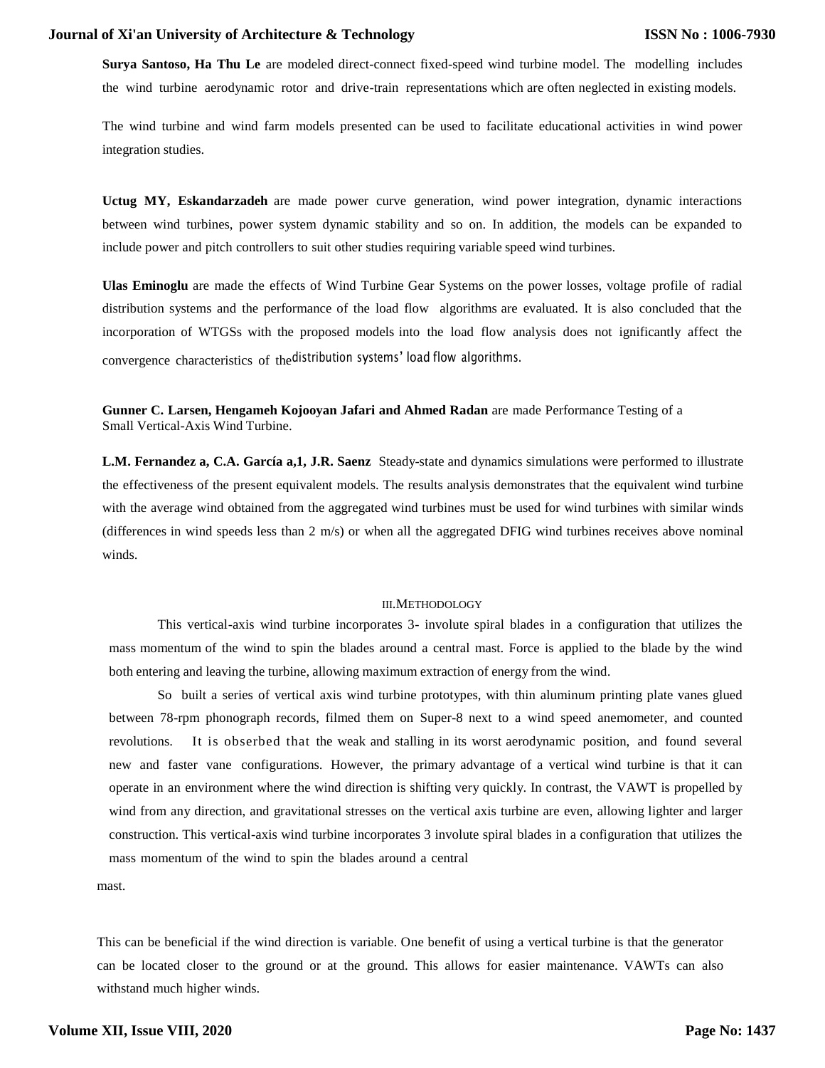**Surya Santoso, Ha Thu Le** are modeled direct-connect fixed-speed wind turbine model. The modelling includes the wind turbine aerodynamic rotor and drive-train representations which are often neglected in existing models.

The wind turbine and wind farm models presented can be used to facilitate educational activities in wind power integration studies.

**Uctug MY, Eskandarzadeh** are made power curve generation, wind power integration, dynamic interactions between wind turbines, power system dynamic stability and so on. In addition, the models can be expanded to include power and pitch controllers to suit other studies requiring variable speed wind turbines.

**Ulas Eminoglu** are made the effects of Wind Turbine Gear Systems on the power losses, voltage profile of radial distribution systems and the performance of the load flow algorithms are evaluated. It is also concluded that the incorporation of WTGSs with the proposed models into the load flow analysis does not ignificantly affect the convergence characteristics of the distribution systems' load flow algorithms.

**Gunner C. Larsen, Hengameh Kojooyan Jafari and Ahmed Radan** are made Performance Testing of a Small Vertical-Axis Wind Turbine.

**L.M. Fernandez a, C.A. García a,1, J.R. Saenz** Steady-state and dynamics simulations were performed to illustrate the effectiveness of the present equivalent models. The results analysis demonstrates that the equivalent wind turbine with the average wind obtained from the aggregated wind turbines must be used for wind turbines with similar winds (differences in wind speeds less than 2 m/s) or when all the aggregated DFIG wind turbines receives above nominal winds.

## III. METHODOLOGY

This vertical-axis wind turbine incorporates 3- involute spiral blades in a configuration that utilizes the mass momentum of the wind to spin the blades around a central mast. Force is applied to the blade by the wind both entering and leaving the turbine, allowing maximum extraction of energy from the wind.

So built a series of vertical axis wind turbine prototypes, with thin aluminum printing plate vanes glued between 78-rpm phonograph records, filmed them on Super-8 next to a wind speed anemometer, and counted revolutions. It is obserbed that the weak and stalling in its worst aerodynamic position, and found several new and faster vane configurations. However, the primary advantage of a vertical wind turbine is that it can operate in an environment where the wind direction is shifting very quickly. In contrast, the VAWT is propelled by wind from any direction, and gravitational stresses on the vertical axis turbine are even, allowing lighter and larger construction. This vertical-axis wind turbine incorporates 3 involute spiral blades in a configuration that utilizes the mass momentum of the wind to spin the blades around a central mast.

This can be beneficial if the wind direction is variable. One benefit of using a vertical turbine is that the generator can be located closer to the ground or at the ground. This allows for easier maintenance. VAWTs can also withstand much higher winds.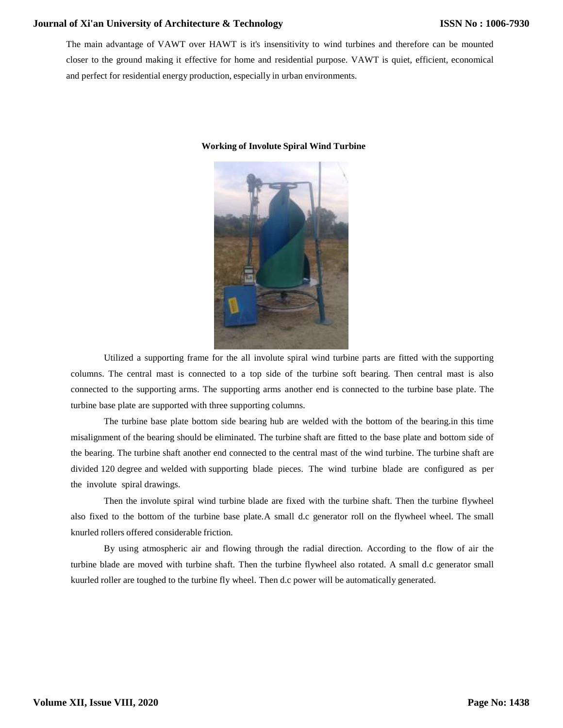The main advantage of VAWT over HAWT is it's insensitivity to wind turbines and therefore can be mounted closer to the ground making it effective for home and residential purpose. VAWT is quiet, efficient, economical and perfect for residential energy production, especially in urban environments.

**Working of Involute Spiral Wind Turbine**

Utilized a supporting frame for the all involute spiral wind turbine parts are fitted with the supporting columns. The central mast is connected to a top side of the turbine soft bearing. Then central mast is also connected to the supporting arms. The supporting arms another end is connected to the turbine base plate. The turbine base plate are supported with three supporting columns.

The turbine base plate bottom side bearing hub are welded with the bottom of the bearing.in this time misalignment of the bearing should be eliminated. The turbine shaft are fitted to the base plate and bottom side of the bearing. The turbine shaft another end connected to the central mast of the wind turbine. The turbine shaft are divided 120 degree and welded with supporting blade pieces. The wind turbine blade are configured as per the involute spiral drawings.

Then the involute spiral wind turbine blade are fixed with the turbine shaft. Then the turbine flywheel also fixed to the bottom of the turbine base plate.A small d.c generator roll on the flywheel wheel. The small knurled rollers offered considerable friction.

By using atmospheric air and flowing through the radial direction. According to the flow of air the turbine blade are moved with turbine shaft. Then the turbine flywheel also rotated. A small d.c generator small kuurled roller are toughed to the turbine fly wheel. Then d.c power will be automatically generated.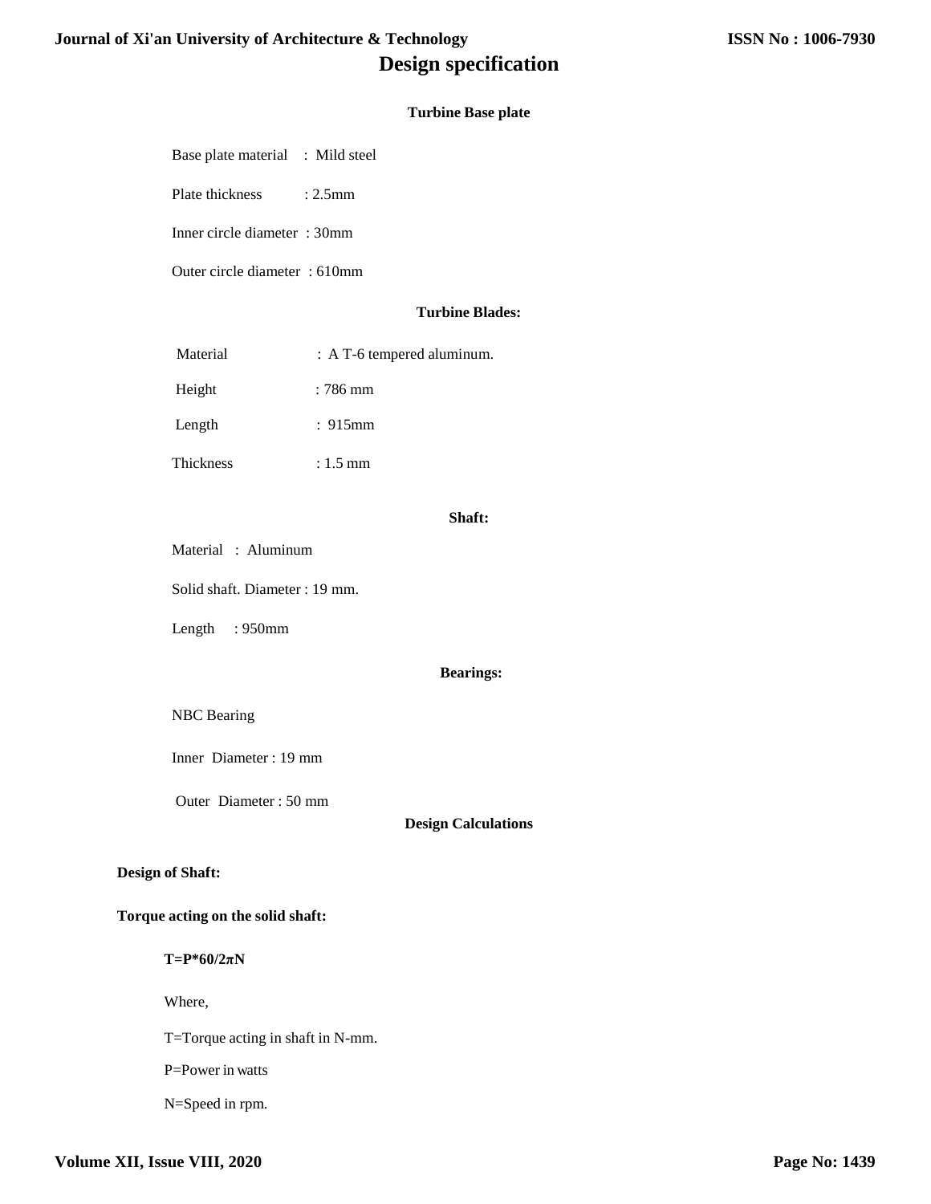# Design specification

### Turbine Base plate

Base plate material : Mild steel

Plate thickness : 2.5mm

Inner circle diameter : 30mm

Outer circle diameter : 610mm

### Turbine Blades:

Material : A T-6 tempered aluminum.

Height : 786 mm

Length : 915mm

Thickness : 1.5 mm

### Shaft:

Material : Aluminum

Solid shaft. Diameter : 19 mm.

Length : 950mm

### Bearings:

NBC Bearing

Inner Diameter : 19 mm

Outer Diameter : 50 mm

### Design Calculations

**Design of Shaft:**

**Torque acting on the solid shaft:**

**$T=P*60/2\pi N$**

Where,

T=Torque acting in shaft in N-mm.

P=Power in watts

N=Speed in rpm.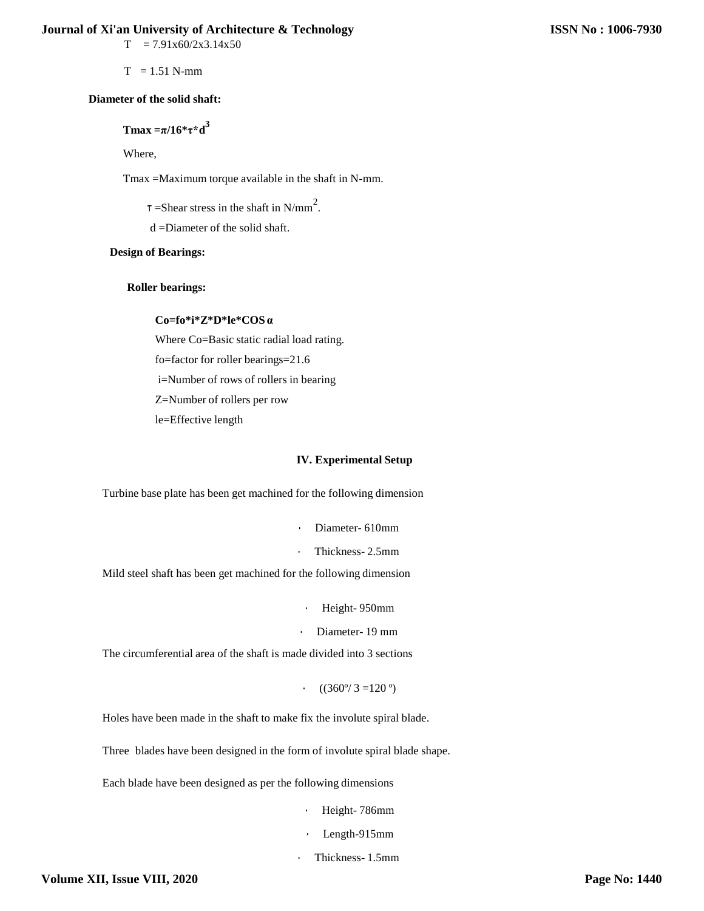$T = 7.91\text{x}60/2\text{x}3.14\text{x}50$

$T = 1.51$ N-mm

**Diameter of the solid shaft:**

$$T_{max} = \pi/16 * \tau * d^3$$

Where,

Tmax =Maximum torque available in the shaft in N-mm.

$\tau$ =Shear stress in the shaft in $N/mm^2$.

d =Diameter of the solid shaft.

**Design of Bearings:**

**Roller bearings:**

$$Co = fo * i * Z * D * le * COS\,\alpha$$

Where Co=Basic static radial load rating.

fo=factor for roller bearings=21.6

i=Number of rows of rollers in bearing

Z=Number of rollers per row

le=Effective length

## IV. Experimental Setup

Turbine base plate has been get machined for the following dimension

- Diameter- 610mm
- Thickness- 2.5mm

Mild steel shaft has been get machined for the following dimension

- Height- 950mm
- Diameter- 19 mm

The circumferential area of the shaft is made divided into 3 sections

- $((360^\circ/3 = 120^\circ)$

Holes have been made in the shaft to make fix the involute spiral blade.

Three blades have been designed in the form of involute spiral blade shape.

Each blade have been designed as per the following dimensions

- Height- 786mm
- Length-915mm
- Thickness- 1.5mm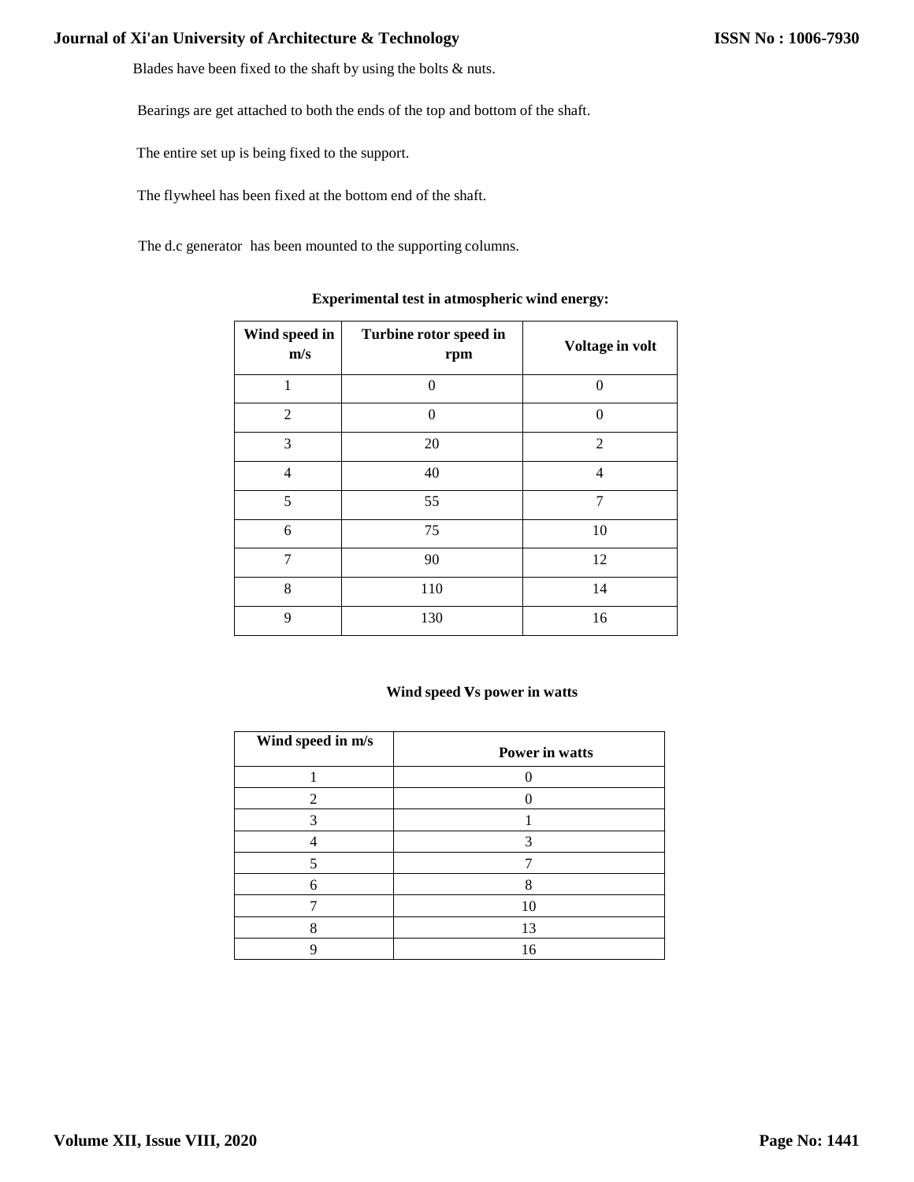Blades have been fixed to the shaft by using the bolts & nuts.

Bearings are get attached to both the ends of the top and bottom of the shaft.

The entire set up is being fixed to the support.

The flywheel has been fixed at the bottom end of the shaft.

The d.c generator has been mounted to the supporting columns.

**Experimental test in atmospheric wind energy:**

| Wind speed in m/s | Turbine rotor speed in rpm | Voltage in volt |
|---|---|---|
| 1 | 0 | 0 |
| 2 | 0 | 0 |
| 3 | 20 | 2 |
| 4 | 40 | 4 |
| 5 | 55 | 7 |
| 6 | 75 | 10 |
| 7 | 90 | 12 |
| 8 | 110 | 14 |
| 9 | 130 | 16 |

**Wind speed Vs power in watts**

| Wind speed in m/s | Power in watts |
|---|---|
| 1 | 0 |
| 2 | 0 |
| 3 | 1 |
| 4 | 3 |
| 5 | 7 |
| 6 | 8 |
| 7 | 10 |
| 8 | 13 |
| 9 | 16 |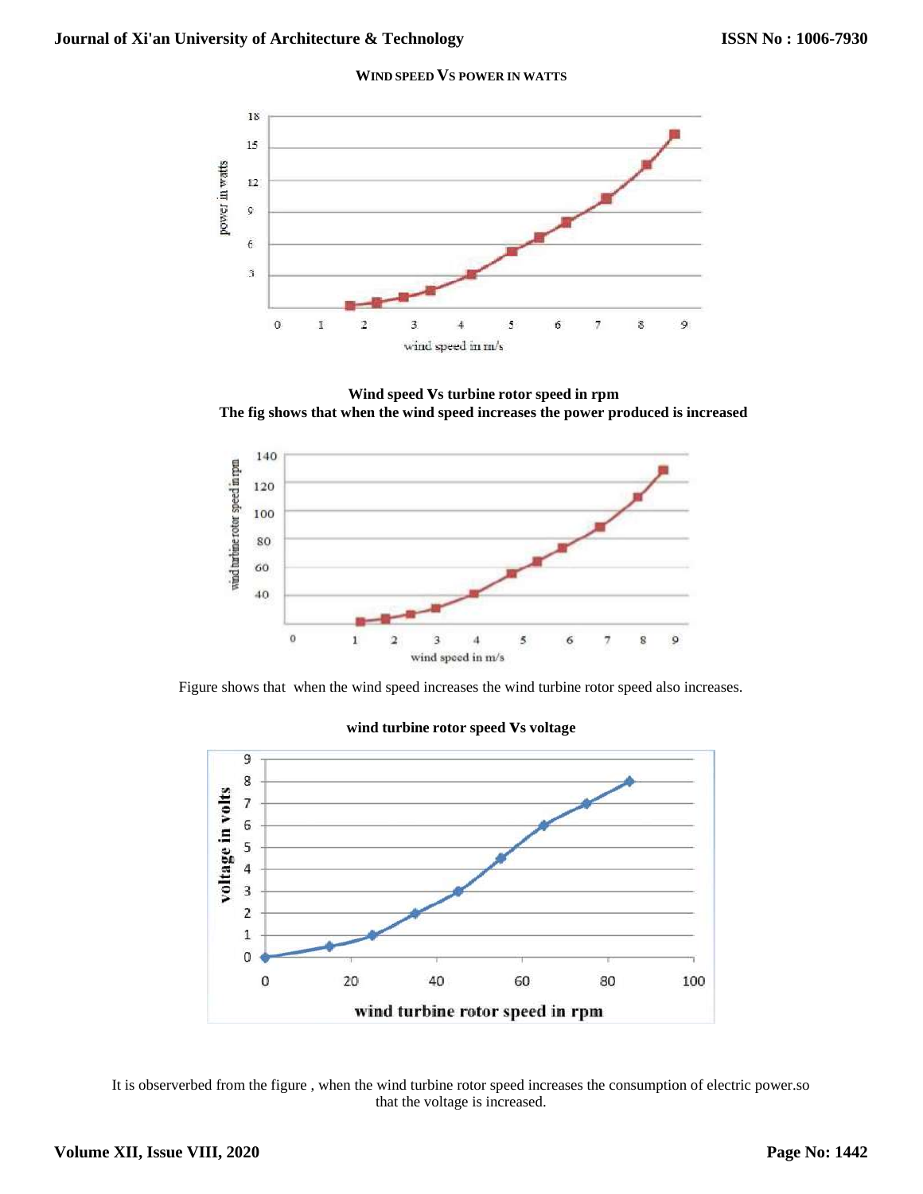**WIND SPEED VS POWER IN WATTS**

**Wind speed Vs turbine rotor speed in rpm**

**The fig shows that when the wind speed increases the power produced is increased**

Figure shows that when the wind speed increases the wind turbine rotor speed also increases.

**wind turbine rotor speed Vs voltage**

It is observerbed from the figure , when the wind turbine rotor speed increases the consumption of electric power.so that the voltage is increased.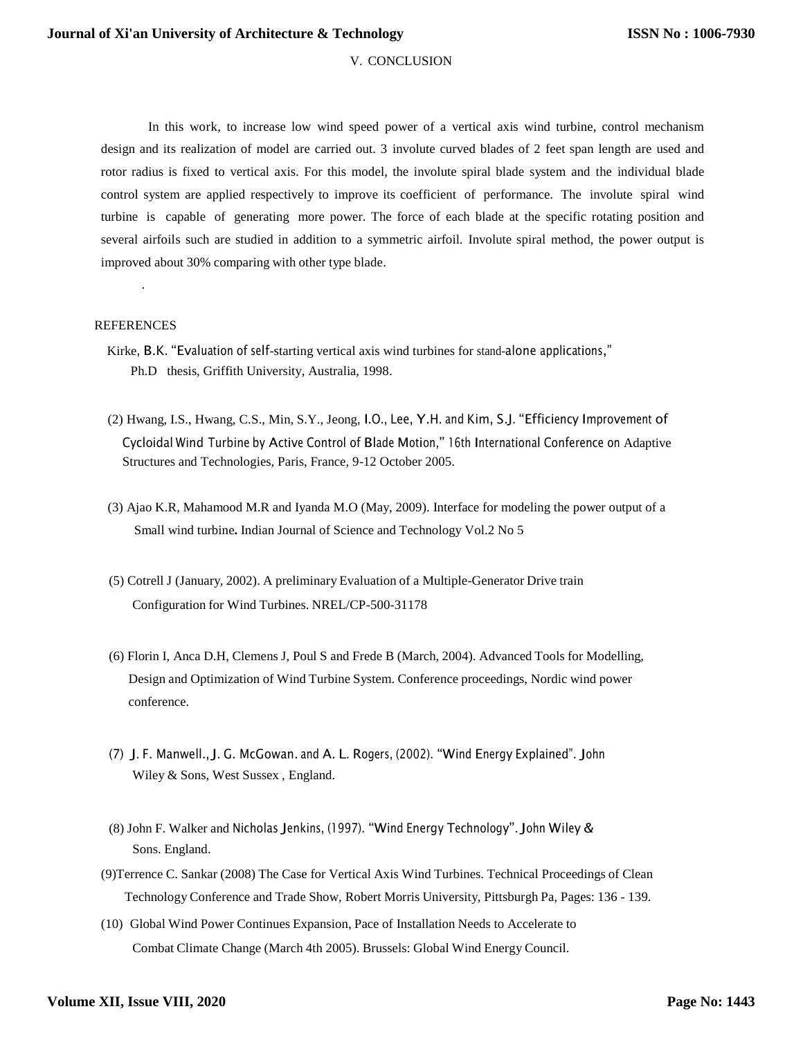## V. CONCLUSION

In this work, to increase low wind speed power of a vertical axis wind turbine, control mechanism design and its realization of model are carried out. 3 involute curved blades of 2 feet span length are used and rotor radius is fixed to vertical axis. For this model, the involute spiral blade system and the individual blade control system are applied respectively to improve its coefficient of performance. The involute spiral wind turbine is capable of generating more power. The force of each blade at the specific rotating position and several airfoils such are studied in addition to a symmetric airfoil. Involute spiral method, the power output is improved about 30% comparing with other type blade.

.

## REFERENCES

Kirke, B.K. "Evaluation of self-starting vertical axis wind turbines for stand-alone applications," Ph.D thesis, Griffith University, Australia, 1998.

(2) Hwang, I.S., Hwang, C.S., Min, S.Y., Jeong, I.O., Lee, Y.H. and Kim, S.J. "Efficiency Improvement of Cycloidal Wind Turbine by Active Control of Blade Motion," 16th International Conference on Adaptive Structures and Technologies, Paris, France, 9-12 October 2005.

(3) Ajao K.R, Mahamood M.R and Iyanda M.O (May, 2009). Interface for modeling the power output of a Small wind turbine. Indian Journal of Science and Technology Vol.2 No 5

(5) Cotrell J (January, 2002). A preliminary Evaluation of a Multiple-Generator Drive train Configuration for Wind Turbines. NREL/CP-500-31178

(6) Florin I, Anca D.H, Clemens J, Poul S and Frede B (March, 2004). Advanced Tools for Modelling, Design and Optimization of Wind Turbine System. Conference proceedings, Nordic wind power conference.

(7) J. F. Manwell., J. G. McGowan. and A. L. Rogers, (2002). "Wind Energy Explained". John Wiley & Sons, West Sussex , England.

(8) John F. Walker and Nicholas Jenkins, (1997). "Wind Energy Technology". John Wiley & Sons. England.

(9)Terrence C. Sankar (2008) The Case for Vertical Axis Wind Turbines. Technical Proceedings of Clean Technology Conference and Trade Show, Robert Morris University, Pittsburgh Pa, Pages: 136 - 139.

(10) Global Wind Power Continues Expansion, Pace of Installation Needs to Accelerate to Combat Climate Change (March 4th 2005). Brussels: Global Wind Energy Council.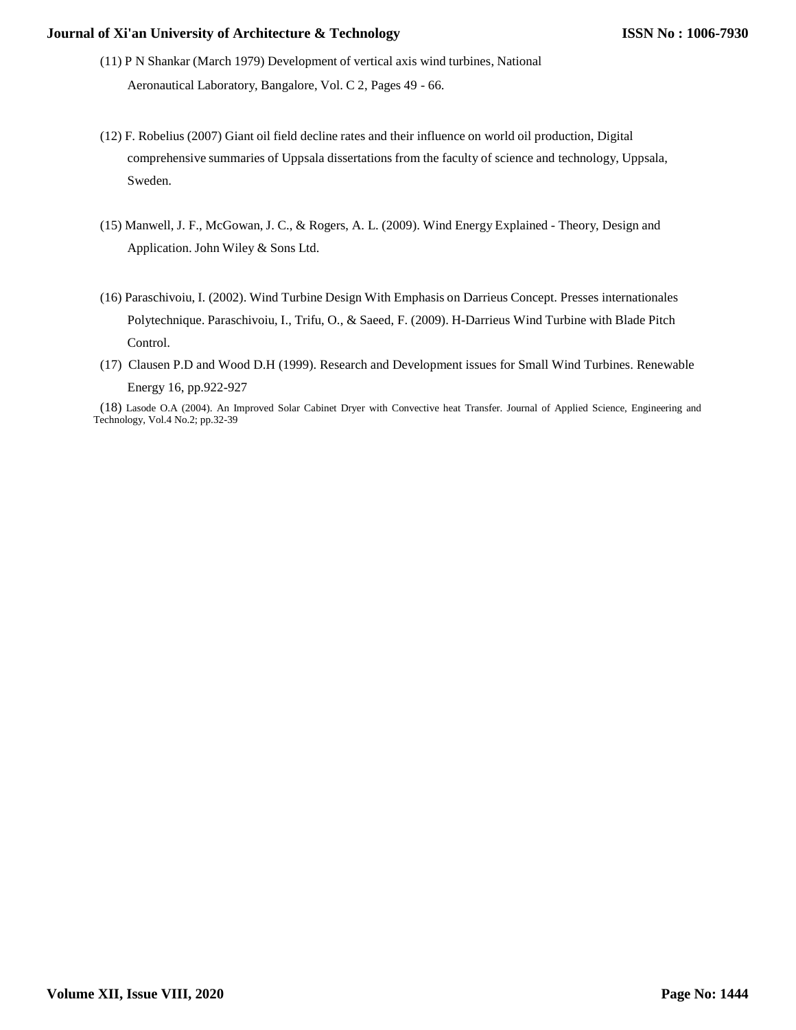(11) P N Shankar (March 1979) Development of vertical axis wind turbines, National Aeronautical Laboratory, Bangalore, Vol. C 2, Pages 49 - 66.

(12) F. Robelius (2007) Giant oil field decline rates and their influence on world oil production, Digital comprehensive summaries of Uppsala dissertations from the faculty of science and technology, Uppsala, Sweden.

(15) Manwell, J. F., McGowan, J. C., & Rogers, A. L. (2009). Wind Energy Explained - Theory, Design and Application. John Wiley & Sons Ltd.

(16) Paraschivoiu, I. (2002). Wind Turbine Design With Emphasis on Darrieus Concept. Presses internationales Polytechnique. Paraschivoiu, I., Trifu, O., & Saeed, F. (2009). H-Darrieus Wind Turbine with Blade Pitch Control.

(17) Clausen P.D and Wood D.H (1999). Research and Development issues for Small Wind Turbines. Renewable Energy 16, pp.922-927

(18) Lasode O.A (2004). An Improved Solar Cabinet Dryer with Convective heat Transfer. Journal of Applied Science, Engineering and Technology, Vol.4 No.2; pp.32-39